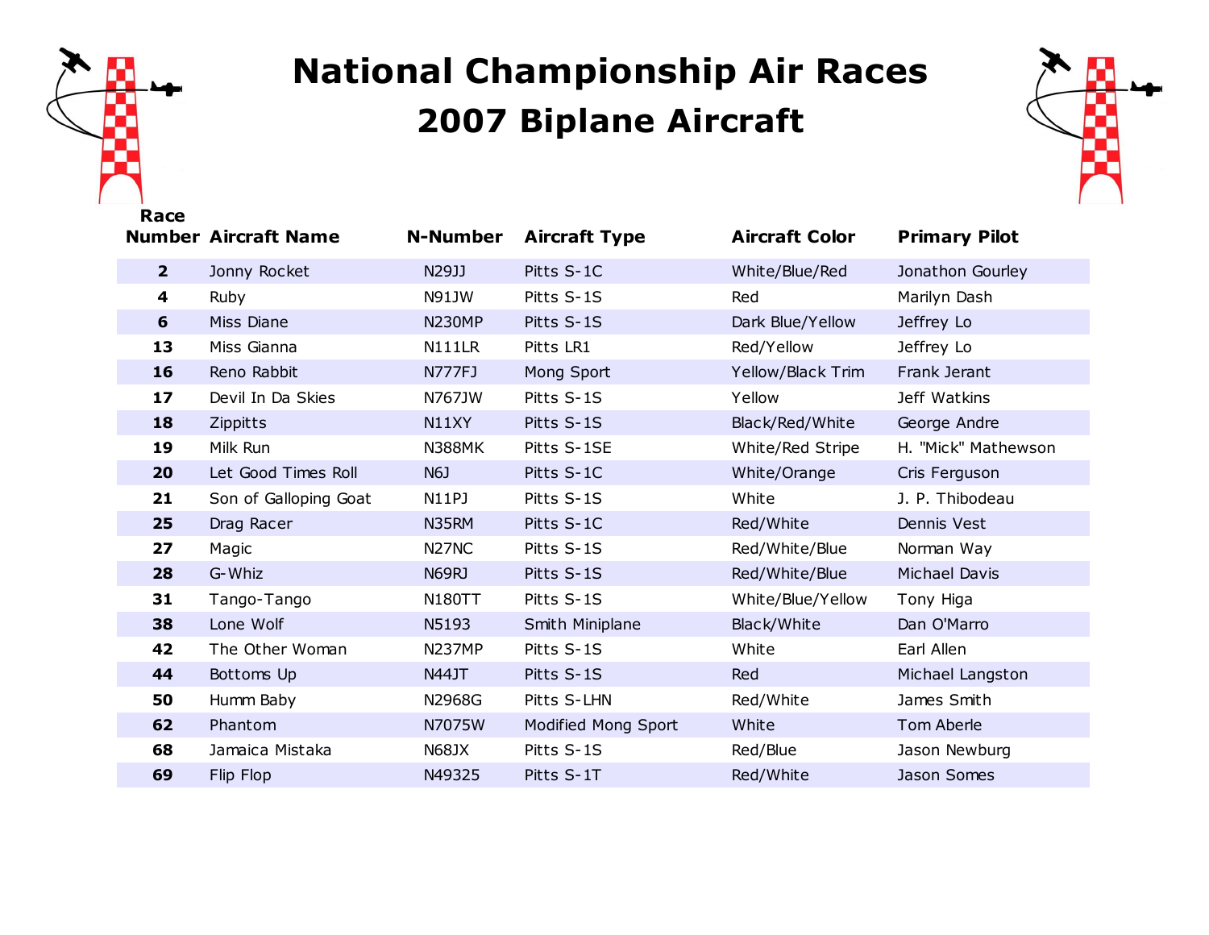# National Championship Air Races
## 2007 Biplane Aircraft

| Race Number | Aircraft Name | N-Number | Aircraft Type | Aircraft Color | Primary Pilot |
|---|---|---|---|---|---|
| **2** | Jonny Rocket | N29JJ | Pitts S-1C | White/Blue/Red | Jonathon Gourley |
| **4** | Ruby | N91JW | Pitts S-1S | Red | Marilyn Dash |
| **6** | Miss Diane | N230MP | Pitts S-1S | Dark Blue/Yellow | Jeffrey Lo |
| **13** | Miss Gianna | N111LR | Pitts LR1 | Red/Yellow | Jeffrey Lo |
| **16** | Reno Rabbit | N777FJ | Mong Sport | Yellow/Black Trim | Frank Jerant |
| **17** | Devil In Da Skies | N767JW | Pitts S-1S | Yellow | Jeff Watkins |
| **18** | Zippitts | N11XY | Pitts S-1S | Black/Red/White | George Andre |
| **19** | Milk Run | N388MK | Pitts S-1SE | White/Red Stripe | H. "Mick" Mathewson |
| **20** | Let Good Times Roll | N6J | Pitts S-1C | White/Orange | Cris Ferguson |
| **21** | Son of Galloping Goat | N11PJ | Pitts S-1S | White | J. P. Thibodeau |
| **25** | Drag Racer | N35RM | Pitts S-1C | Red/White | Dennis Vest |
| **27** | Magic | N27NC | Pitts S-1S | Red/White/Blue | Norman Way |
| **28** | G-Whiz | N69RJ | Pitts S-1S | Red/White/Blue | Michael Davis |
| **31** | Tango-Tango | N180TT | Pitts S-1S | White/Blue/Yellow | Tony Higa |
| **38** | Lone Wolf | N5193 | Smith Miniplane | Black/White | Dan O'Marro |
| **42** | The Other Woman | N237MP | Pitts S-1S | White | Earl Allen |
| **44** | Bottoms Up | N44JT | Pitts S-1S | Red | Michael Langston |
| **50** | Humm Baby | N2968G | Pitts S-LHN | Red/White | James Smith |
| **62** | Phantom | N7075W | Modified Mong Sport | White | Tom Aberle |
| **68** | Jamaica Mistaka | N68JX | Pitts S-1S | Red/Blue | Jason Newburg |
| **69** | Flip Flop | N49325 | Pitts S-1T | Red/White | Jason Somes |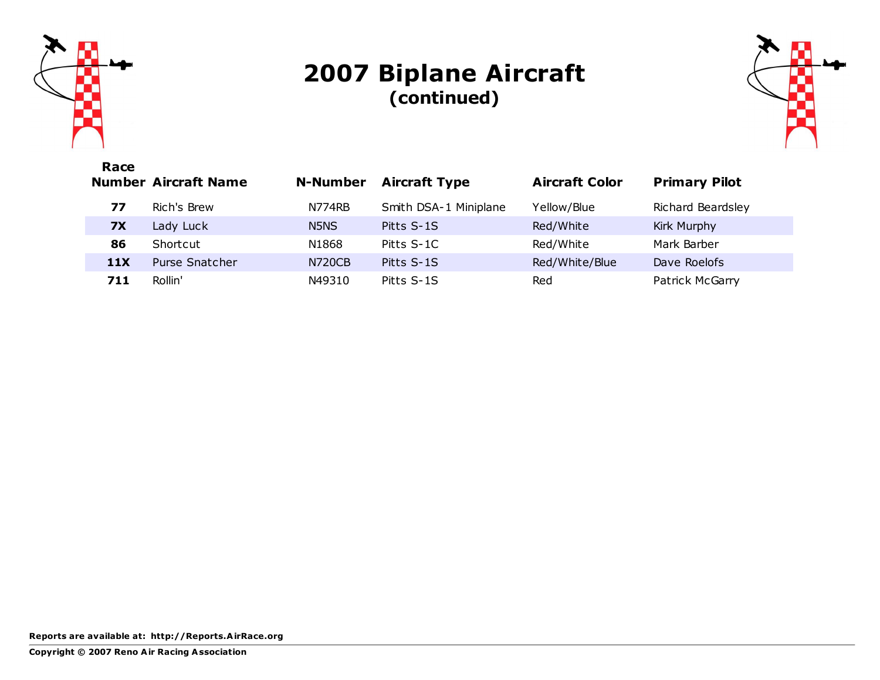# 2007 Biplane Aircraft

## (continued)

| Race Number | Aircraft Name | N-Number | Aircraft Type | Aircraft Color | Primary Pilot |
|---|---|---|---|---|---|
| **77** | Rich's Brew | N774RB | Smith DSA-1 Miniplane | Yellow/Blue | Richard Beardsley |
| **7X** | Lady Luck | N5NS | Pitts S-1S | Red/White | Kirk Murphy |
| **86** | Shortcut | N1868 | Pitts S-1C | Red/White | Mark Barber |
| **11X** | Purse Snatcher | N720CB | Pitts S-1S | Red/White/Blue | Dave Roelofs |
| **711** | Rollin' | N49310 | Pitts S-1S | Red | Patrick McGarry |

**Reports are available at: http://Reports.AirRace.org**

**Copyright © 2007 Reno Air Racing Association**